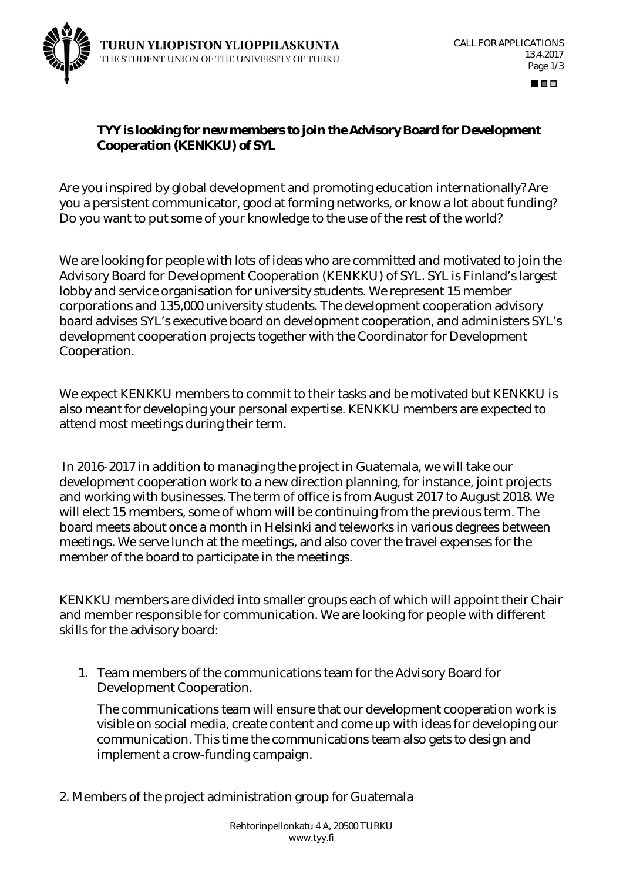**TYY is looking for new members to join the Advisory Board for Development Cooperation (KENKKU) of SYL**

Are you inspired by global development and promoting education internationally? Are you a persistent communicator, good at forming networks, or know a lot about funding? Do you want to put some of your knowledge to the use of the rest of the world?

We are looking for people with lots of ideas who are committed and motivated to join the Advisory Board for Development Cooperation (KENKKU) of SYL. SYL is Finland's largest lobby and service organisation for university students. We represent 15 member corporations and 135,000 university students. The development cooperation advisory board advises SYL's executive board on development cooperation, and administers SYL's development cooperation projects together with the Coordinator for Development Cooperation.

We expect KENKKU members to commit to their tasks and be motivated but KENKKU is also meant for developing your personal expertise. KENKKU members are expected to attend most meetings during their term.

In 2016-2017 in addition to managing the project in Guatemala, we will take our development cooperation work to a new direction planning, for instance, joint projects and working with businesses. The term of office is from August 2017 to August 2018. We will elect 15 members, some of whom will be continuing from the previous term. The board meets about once a month in Helsinki and teleworks in various degrees between meetings. We serve lunch at the meetings, and also cover the travel expenses for the member of the board to participate in the meetings.

KENKKU members are divided into smaller groups each of which will appoint their Chair and member responsible for communication. We are looking for people with different skills for the advisory board:

1. Team members of the communications team for the Advisory Board for Development Cooperation.

   The communications team will ensure that our development cooperation work is visible on social media, create content and come up with ideas for developing our communication. This time the communications team also gets to design and implement a crow-funding campaign.

2. Members of the project administration group for Guatemala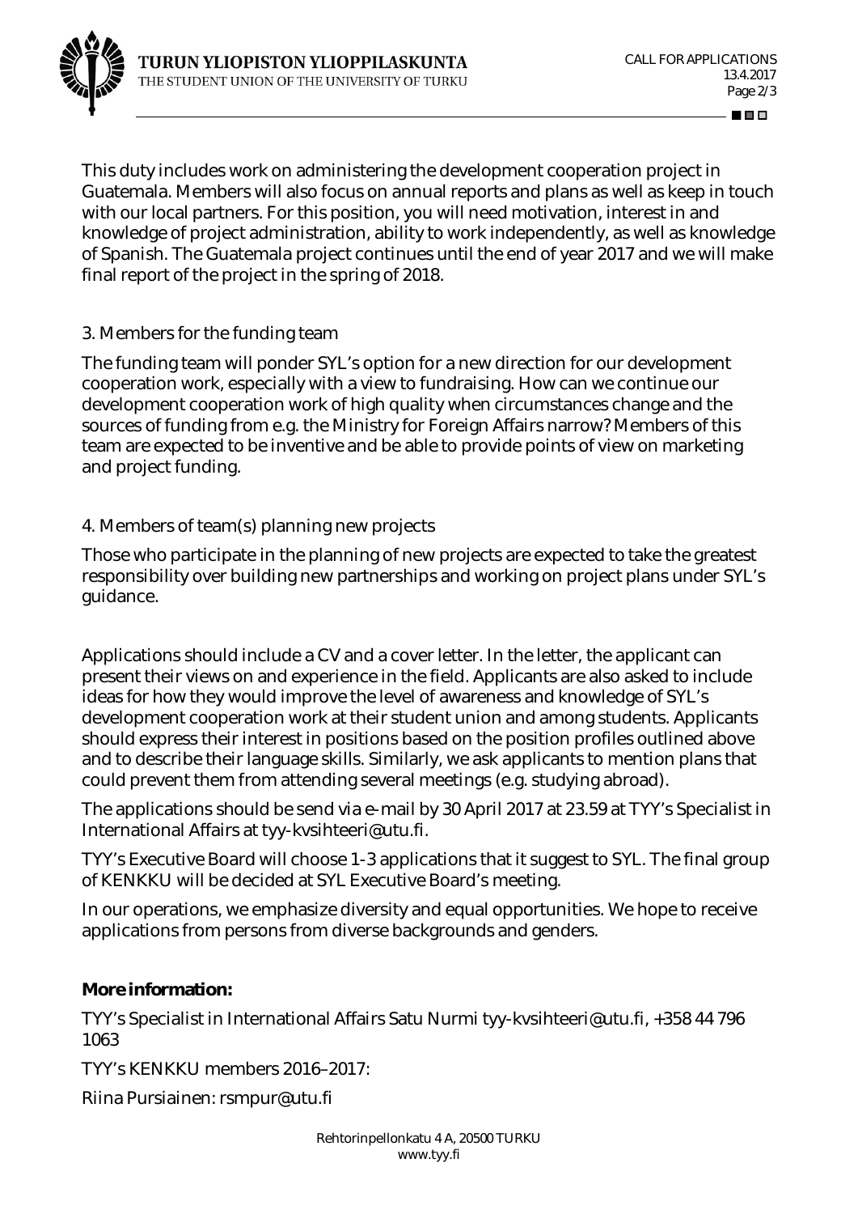This duty includes work on administering the development cooperation project in Guatemala. Members will also focus on annual reports and plans as well as keep in touch with our local partners. For this position, you will need motivation, interest in and knowledge of project administration, ability to work independently, as well as knowledge of Spanish. The Guatemala project continues until the end of year 2017 and we will make final report of the project in the spring of 2018.

3. Members for the funding team

The funding team will ponder SYL's option for a new direction for our development cooperation work, especially with a view to fundraising. How can we continue our development cooperation work of high quality when circumstances change and the sources of funding from e.g. the Ministry for Foreign Affairs narrow? Members of this team are expected to be inventive and be able to provide points of view on marketing and project funding.

4. Members of team(s) planning new projects

Those who participate in the planning of new projects are expected to take the greatest responsibility over building new partnerships and working on project plans under SYL's guidance.

Applications should include a CV and a cover letter. In the letter, the applicant can present their views on and experience in the field. Applicants are also asked to include ideas for how they would improve the level of awareness and knowledge of SYL's development cooperation work at their student union and among students. Applicants should express their interest in positions based on the position profiles outlined above and to describe their language skills. Similarly, we ask applicants to mention plans that could prevent them from attending several meetings (e.g. studying abroad).

The applications should be send via e-mail by 30 April 2017 at 23.59 at TYY's Specialist in International Affairs at tyy-kvsihteeri@utu.fi.

TYY's Executive Board will choose 1-3 applications that it suggest to SYL. The final group of KENKKU will be decided at SYL Executive Board's meeting.

In our operations, we emphasize diversity and equal opportunities. We hope to receive applications from persons from diverse backgrounds and genders.

**More information:**

TYY's Specialist in International Affairs Satu Nurmi tyy-kvsihteeri@utu.fi, +358 44 796 1063

TYY's KENKKU members 2016–2017:

Riina Pursiainen: rsmpur@utu.fi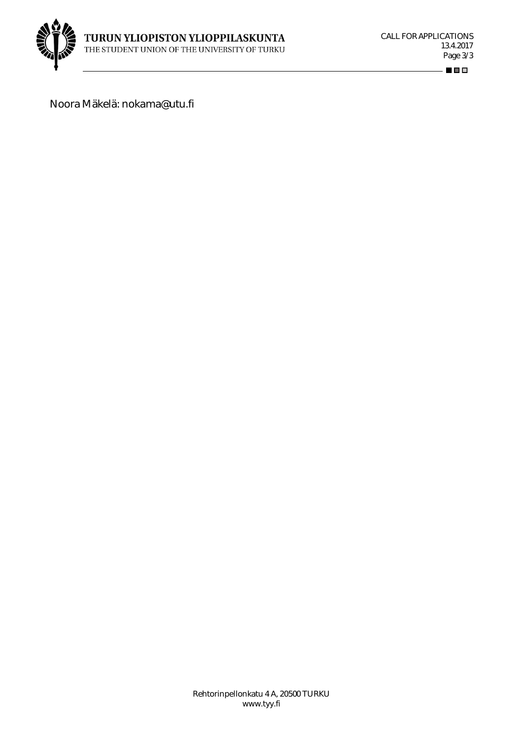Noora Mäkelä: nokama@utu.fi